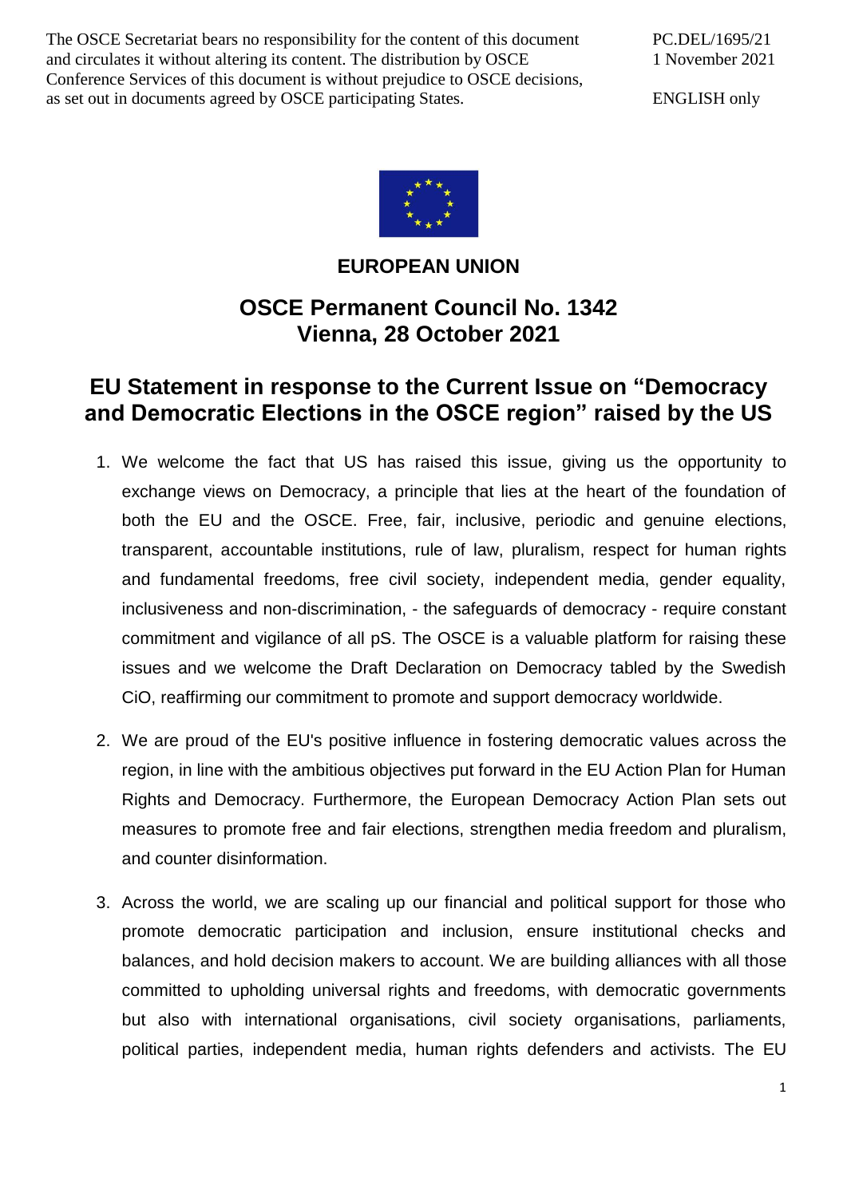The OSCE Secretariat bears no responsibility for the content of this document and circulates it without altering its content. The distribution by OSCE Conference Services of this document is without prejudice to OSCE decisions, as set out in documents agreed by OSCE participating States.

PC.DEL/1695/21
1 November 2021

ENGLISH only

**EUROPEAN UNION**

## OSCE Permanent Council No. 1342
## Vienna, 28 October 2021

# EU Statement in response to the Current Issue on "Democracy and Democratic Elections in the OSCE region" raised by the US

1. We welcome the fact that US has raised this issue, giving us the opportunity to exchange views on Democracy, a principle that lies at the heart of the foundation of both the EU and the OSCE. Free, fair, inclusive, periodic and genuine elections, transparent, accountable institutions, rule of law, pluralism, respect for human rights and fundamental freedoms, free civil society, independent media, gender equality, inclusiveness and non-discrimination, - the safeguards of democracy - require constant commitment and vigilance of all pS. The OSCE is a valuable platform for raising these issues and we welcome the Draft Declaration on Democracy tabled by the Swedish CiO, reaffirming our commitment to promote and support democracy worldwide.

2. We are proud of the EU's positive influence in fostering democratic values across the region, in line with the ambitious objectives put forward in the EU Action Plan for Human Rights and Democracy. Furthermore, the European Democracy Action Plan sets out measures to promote free and fair elections, strengthen media freedom and pluralism, and counter disinformation.

3. Across the world, we are scaling up our financial and political support for those who promote democratic participation and inclusion, ensure institutional checks and balances, and hold decision makers to account. We are building alliances with all those committed to upholding universal rights and freedoms, with democratic governments but also with international organisations, civil society organisations, parliaments, political parties, independent media, human rights defenders and activists. The EU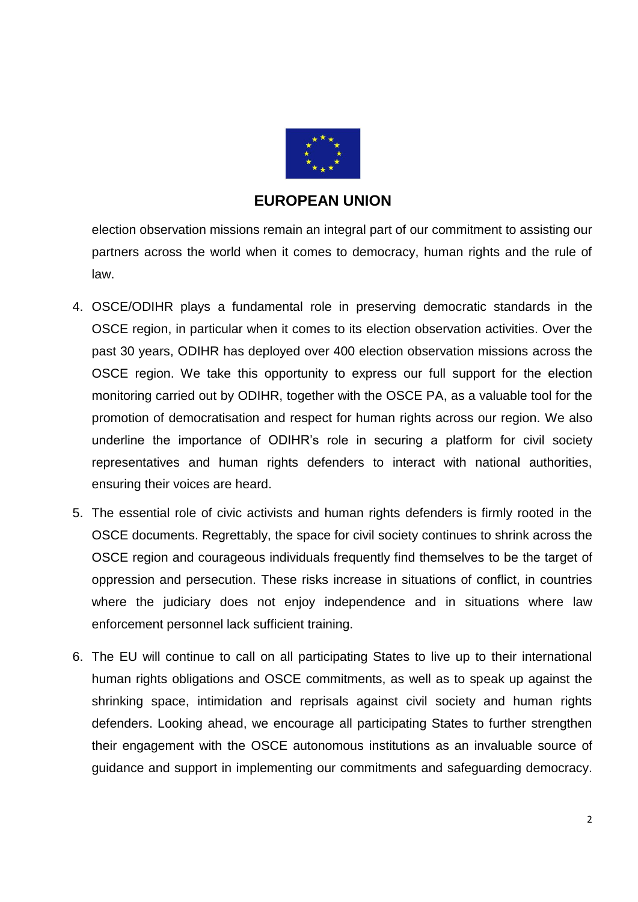election observation missions remain an integral part of our commitment to assisting our partners across the world when it comes to democracy, human rights and the rule of law.

4. OSCE/ODIHR plays a fundamental role in preserving democratic standards in the OSCE region, in particular when it comes to its election observation activities. Over the past 30 years, ODIHR has deployed over 400 election observation missions across the OSCE region. We take this opportunity to express our full support for the election monitoring carried out by ODIHR, together with the OSCE PA, as a valuable tool for the promotion of democratisation and respect for human rights across our region. We also underline the importance of ODIHR's role in securing a platform for civil society representatives and human rights defenders to interact with national authorities, ensuring their voices are heard.

5. The essential role of civic activists and human rights defenders is firmly rooted in the OSCE documents. Regrettably, the space for civil society continues to shrink across the OSCE region and courageous individuals frequently find themselves to be the target of oppression and persecution. These risks increase in situations of conflict, in countries where the judiciary does not enjoy independence and in situations where law enforcement personnel lack sufficient training.

6. The EU will continue to call on all participating States to live up to their international human rights obligations and OSCE commitments, as well as to speak up against the shrinking space, intimidation and reprisals against civil society and human rights defenders. Looking ahead, we encourage all participating States to further strengthen their engagement with the OSCE autonomous institutions as an invaluable source of guidance and support in implementing our commitments and safeguarding democracy.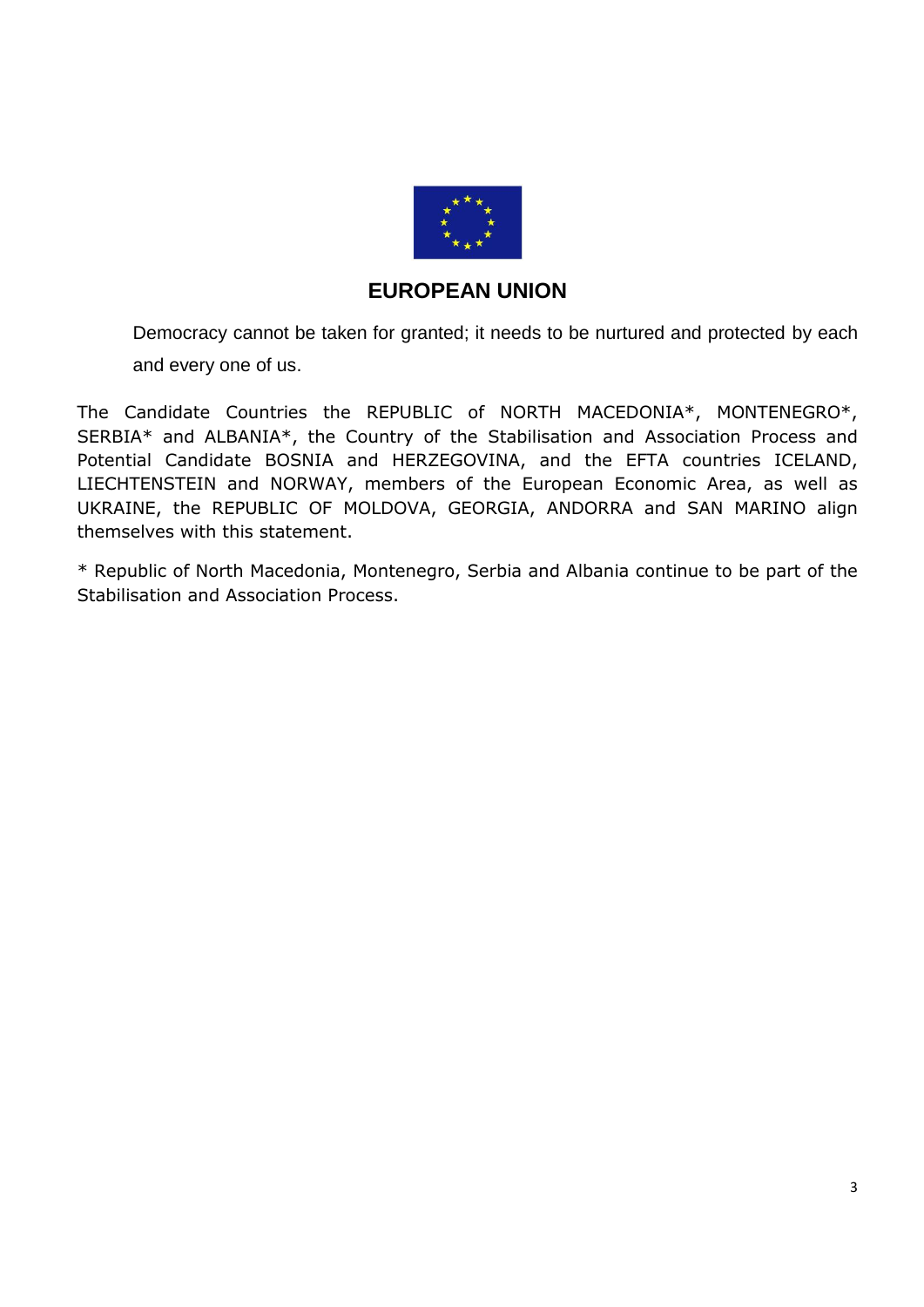# EUROPEAN UNION

Democracy cannot be taken for granted; it needs to be nurtured and protected by each and every one of us.

The Candidate Countries the REPUBLIC of NORTH MACEDONIA*, MONTENEGRO*, SERBIA* and ALBANIA*, the Country of the Stabilisation and Association Process and Potential Candidate BOSNIA and HERZEGOVINA, and the EFTA countries ICELAND, LIECHTENSTEIN and NORWAY, members of the European Economic Area, as well as UKRAINE, the REPUBLIC OF MOLDOVA, GEORGIA, ANDORRA and SAN MARINO align themselves with this statement.

* Republic of North Macedonia, Montenegro, Serbia and Albania continue to be part of the Stabilisation and Association Process.